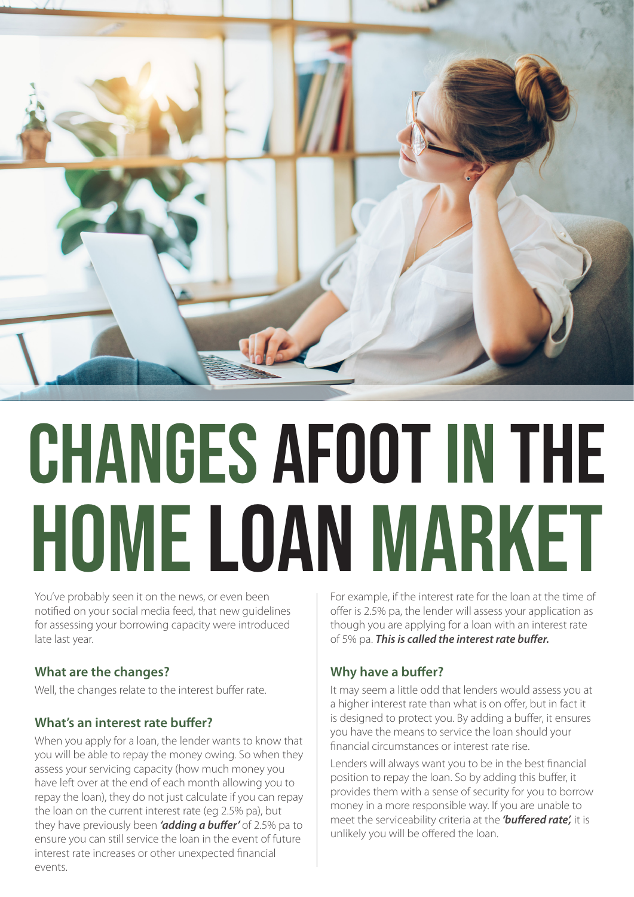# CHANGES AFOOT IN THE HOME LOAN MARKET

You've probably seen it on the news, or even been notified on your social media feed, that new guidelines for assessing your borrowing capacity were introduced late last year.

### What are the changes?

Well, the changes relate to the interest buffer rate.

### What's an interest rate buffer?

When you apply for a loan, the lender wants to know that you will be able to repay the money owing. So when they assess your servicing capacity (how much money you have left over at the end of each month allowing you to repay the loan), they do not just calculate if you can repay the loan on the current interest rate (eg 2.5% pa), but they have previously been ***'adding a buffer'*** of 2.5% pa to ensure you can still service the loan in the event of future interest rate increases or other unexpected financial events.

For example, if the interest rate for the loan at the time of offer is 2.5% pa, the lender will assess your application as though you are applying for a loan with an interest rate of 5% pa. ***This is called the interest rate buffer.***

### Why have a buffer?

It may seem a little odd that lenders would assess you at a higher interest rate than what is on offer, but in fact it is designed to protect you. By adding a buffer, it ensures you have the means to service the loan should your financial circumstances or interest rate rise.

Lenders will always want you to be in the best financial position to repay the loan. So by adding this buffer, it provides them with a sense of security for you to borrow money in a more responsible way. If you are unable to meet the serviceability criteria at the ***'buffered rate',*** it is unlikely you will be offered the loan.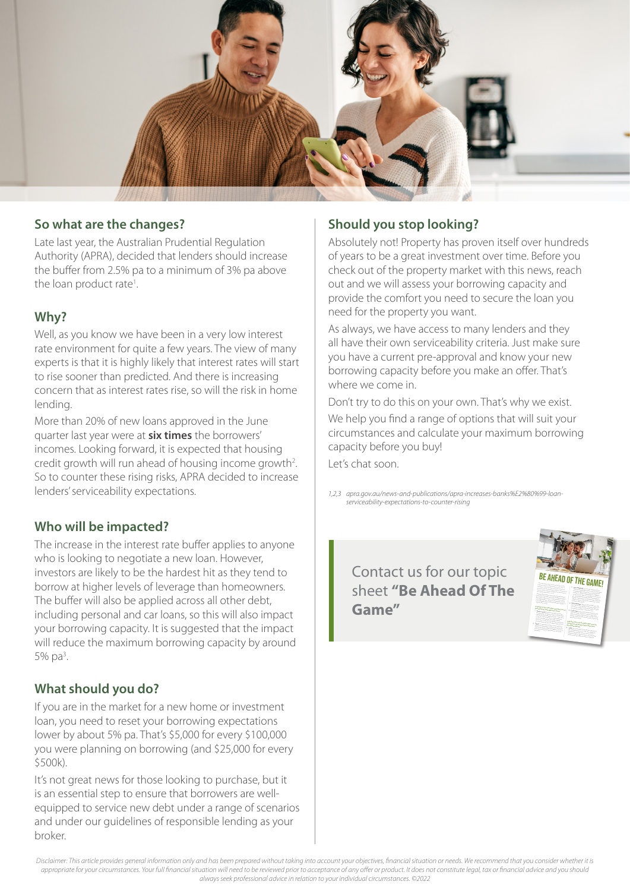## So what are the changes?

Late last year, the Australian Prudential Regulation Authority (APRA), decided that lenders should increase the buffer from 2.5% pa to a minimum of 3% pa above the loan product rate[1].

## Why?

Well, as you know we have been in a very low interest rate environment for quite a few years. The view of many experts is that it is highly likely that interest rates will start to rise sooner than predicted. And there is increasing concern that as interest rates rise, so will the risk in home lending.

More than 20% of new loans approved in the June quarter last year were at **six times** the borrowers' incomes. Looking forward, it is expected that housing credit growth will run ahead of housing income growth[2]. So to counter these rising risks, APRA decided to increase lenders' serviceability expectations.

## Who will be impacted?

The increase in the interest rate buffer applies to anyone who is looking to negotiate a new loan. However, investors are likely to be the hardest hit as they tend to borrow at higher levels of leverage than homeowners. The buffer will also be applied across all other debt, including personal and car loans, so this will also impact your borrowing capacity. It is suggested that the impact will reduce the maximum borrowing capacity by around 5% pa[3].

## What should you do?

If you are in the market for a new home or investment loan, you need to reset your borrowing expectations lower by about 5% pa. That's $5,000 for every $100,000 you were planning on borrowing (and $25,000 for every $500k).

It's not great news for those looking to purchase, but it is an essential step to ensure that borrowers are well-equipped to service new debt under a range of scenarios and under our guidelines of responsible lending as your broker.

## Should you stop looking?

Absolutely not! Property has proven itself over hundreds of years to be a great investment over time. Before you check out of the property market with this news, reach out and we will assess your borrowing capacity and provide the comfort you need to secure the loan you need for the property you want.

As always, we have access to many lenders and they all have their own serviceability criteria. Just make sure you have a current pre-approval and know your new borrowing capacity before you make an offer. That's where we come in.

Don't try to do this on your own. That's why we exist.

We help you find a range of options that will suit your circumstances and calculate your maximum borrowing capacity before you buy!

Let's chat soon.

*1,2,3 apra.gov.au/news-and-publications/apra-increases-banks%E2%80%99-loan-serviceability-expectations-to-counter-rising*

Contact us for our topic sheet **"Be Ahead Of The Game"**

*Disclaimer: This article provides general information only and has been prepared without taking into account your objectives, financial situation or needs. We recommend that you consider whether it is appropriate for your circumstances. Your full financial situation will need to be reviewed prior to acceptance of any offer or product. It does not constitute legal, tax or financial advice and you should always seek professional advice in relation to your individual circumstances. ©2022*